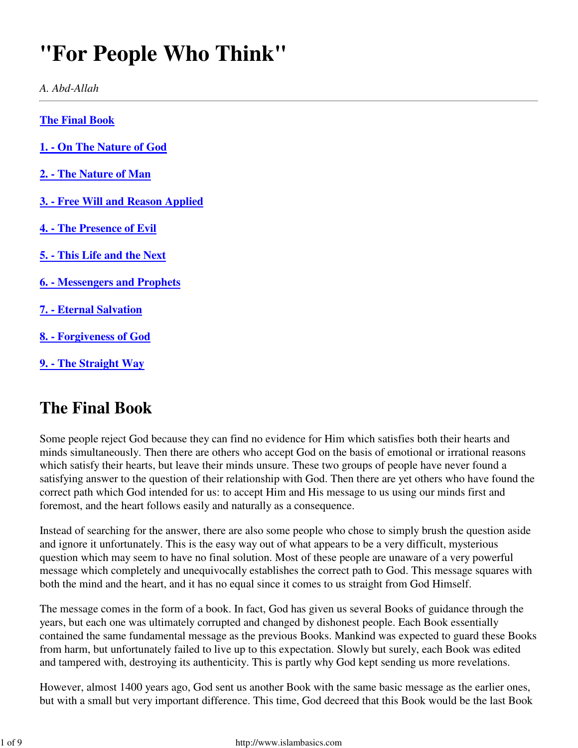# "For People Who Think"

*A. Abd-Allah*

---

**The Final Book**

**1. - On The Nature of God**

**2. - The Nature of Man**

**3. - Free Will and Reason Applied**

**4. - The Presence of Evil**

**5. - This Life and the Next**

**6. - Messengers and Prophets**

**7. - Eternal Salvation**

**8. - Forgiveness of God**

**9. - The Straight Way**

## The Final Book

Some people reject God because they can find no evidence for Him which satisfies both their hearts and minds simultaneously. Then there are others who accept God on the basis of emotional or irrational reasons which satisfy their hearts, but leave their minds unsure. These two groups of people have never found a satisfying answer to the question of their relationship with God. Then there are yet others who have found the correct path which God intended for us: to accept Him and His message to us using our minds first and foremost, and the heart follows easily and naturally as a consequence.

Instead of searching for the answer, there are also some people who chose to simply brush the question aside and ignore it unfortunately. This is the easy way out of what appears to be a very difficult, mysterious question which may seem to have no final solution. Most of these people are unaware of a very powerful message which completely and unequivocally establishes the correct path to God. This message squares with both the mind and the heart, and it has no equal since it comes to us straight from God Himself.

The message comes in the form of a book. In fact, God has given us several Books of guidance through the years, but each one was ultimately corrupted and changed by dishonest people. Each Book essentially contained the same fundamental message as the previous Books. Mankind was expected to guard these Books from harm, but unfortunately failed to live up to this expectation. Slowly but surely, each Book was edited and tampered with, destroying its authenticity. This is partly why God kept sending us more revelations.

However, almost 1400 years ago, God sent us another Book with the same basic message as the earlier ones, but with a small but very important difference. This time, God decreed that this Book would be the last Book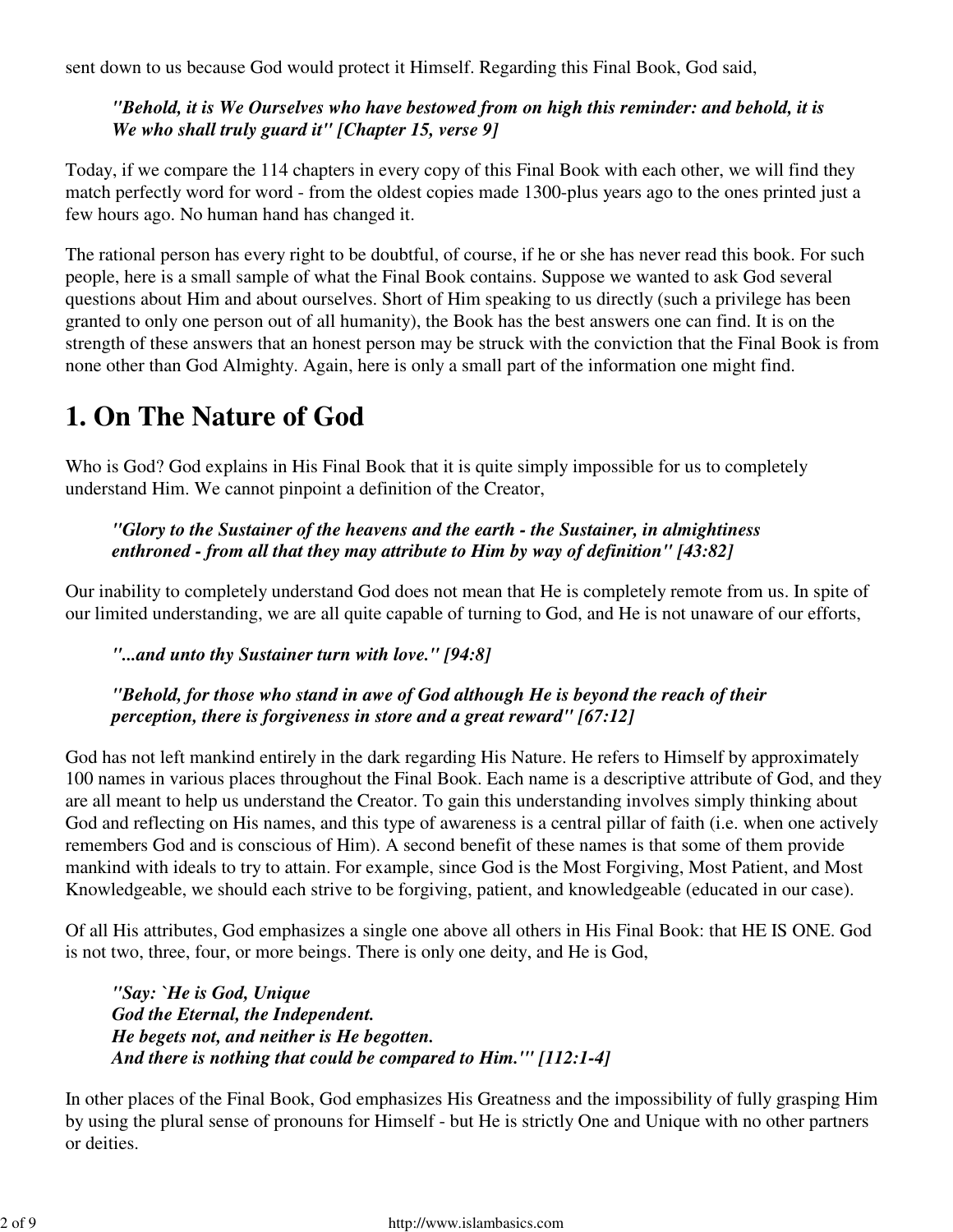sent down to us because God would protect it Himself. Regarding this Final Book, God said,

> ***"Behold, it is We Ourselves who have bestowed from on high this reminder: and behold, it is We who shall truly guard it" [Chapter 15, verse 9]***

Today, if we compare the 114 chapters in every copy of this Final Book with each other, we will find they match perfectly word for word - from the oldest copies made 1300-plus years ago to the ones printed just a few hours ago. No human hand has changed it.

The rational person has every right to be doubtful, of course, if he or she has never read this book. For such people, here is a small sample of what the Final Book contains. Suppose we wanted to ask God several questions about Him and about ourselves. Short of Him speaking to us directly (such a privilege has been granted to only one person out of all humanity), the Book has the best answers one can find. It is on the strength of these answers that an honest person may be struck with the conviction that the Final Book is from none other than God Almighty. Again, here is only a small part of the information one might find.

# 1. On The Nature of God

Who is God? God explains in His Final Book that it is quite simply impossible for us to completely understand Him. We cannot pinpoint a definition of the Creator,

> ***"Glory to the Sustainer of the heavens and the earth - the Sustainer, in almightiness enthroned - from all that they may attribute to Him by way of definition" [43:82]***

Our inability to completely understand God does not mean that He is completely remote from us. In spite of our limited understanding, we are all quite capable of turning to God, and He is not unaware of our efforts,

> ***"...and unto thy Sustainer turn with love." [94:8]***

> ***"Behold, for those who stand in awe of God although He is beyond the reach of their perception, there is forgiveness in store and a great reward" [67:12]***

God has not left mankind entirely in the dark regarding His Nature. He refers to Himself by approximately 100 names in various places throughout the Final Book. Each name is a descriptive attribute of God, and they are all meant to help us understand the Creator. To gain this understanding involves simply thinking about God and reflecting on His names, and this type of awareness is a central pillar of faith (i.e. when one actively remembers God and is conscious of Him). A second benefit of these names is that some of them provide mankind with ideals to try to attain. For example, since God is the Most Forgiving, Most Patient, and Most Knowledgeable, we should each strive to be forgiving, patient, and knowledgeable (educated in our case).

Of all His attributes, God emphasizes a single one above all others in His Final Book: that HE IS ONE. God is not two, three, four, or more beings. There is only one deity, and He is God,

> ***"Say: `He is God, Unique***
> ***God the Eternal, the Independent.***
> ***He begets not, and neither is He begotten.***
> ***And there is nothing that could be compared to Him.'" [112:1-4]***

In other places of the Final Book, God emphasizes His Greatness and the impossibility of fully grasping Him by using the plural sense of pronouns for Himself - but He is strictly One and Unique with no other partners or deities.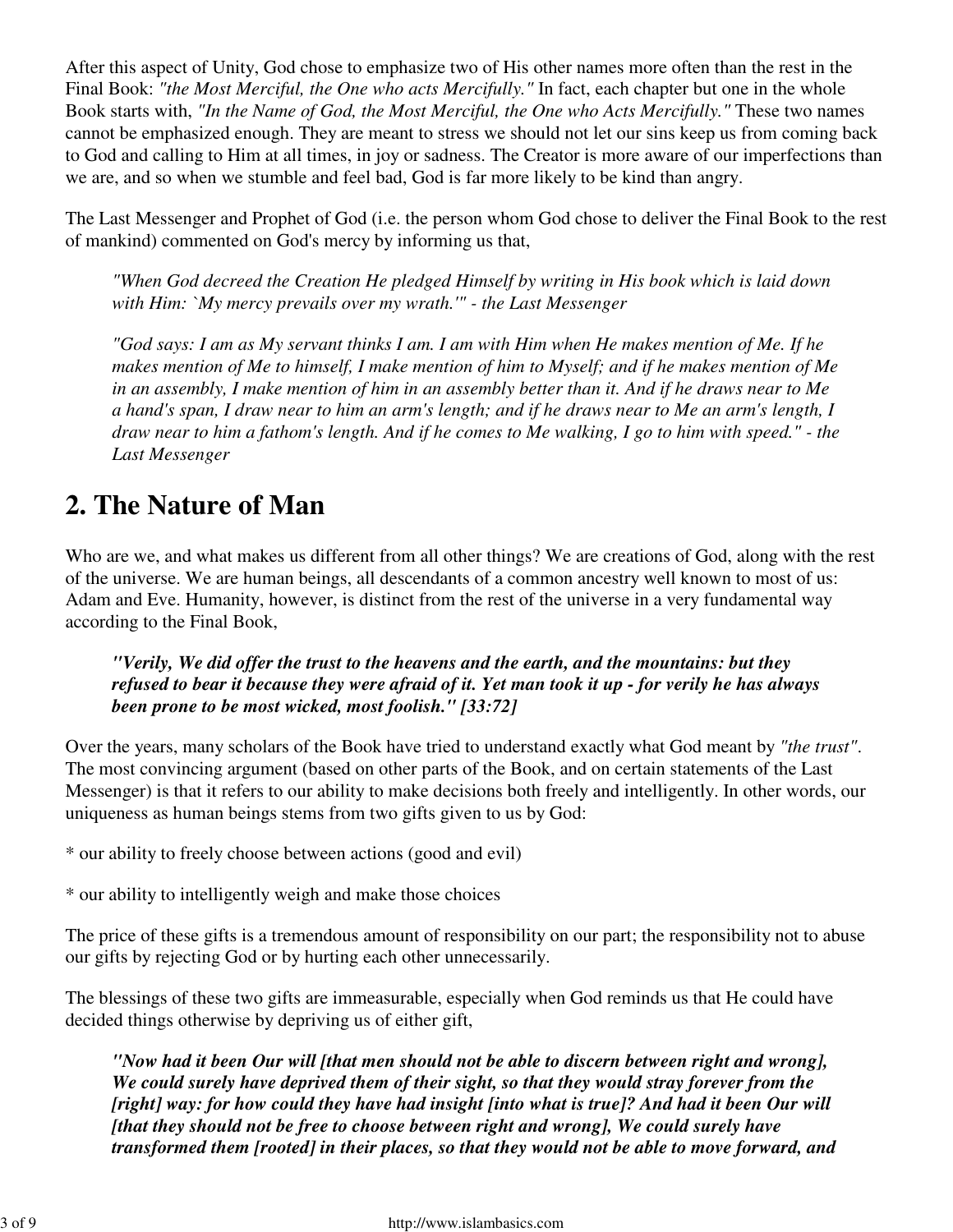After this aspect of Unity, God chose to emphasize two of His other names more often than the rest in the Final Book: *"the Most Merciful, the One who acts Mercifully."* In fact, each chapter but one in the whole Book starts with, *"In the Name of God, the Most Merciful, the One who Acts Mercifully."* These two names cannot be emphasized enough. They are meant to stress we should not let our sins keep us from coming back to God and calling to Him at all times, in joy or sadness. The Creator is more aware of our imperfections than we are, and so when we stumble and feel bad, God is far more likely to be kind than angry.

The Last Messenger and Prophet of God (i.e. the person whom God chose to deliver the Final Book to the rest of mankind) commented on God's mercy by informing us that,

> *"When God decreed the Creation He pledged Himself by writing in His book which is laid down with Him: `My mercy prevails over my wrath.'" - the Last Messenger*

> *"God says: I am as My servant thinks I am. I am with Him when He makes mention of Me. If he makes mention of Me to himself, I make mention of him to Myself; and if he makes mention of Me in an assembly, I make mention of him in an assembly better than it. And if he draws near to Me a hand's span, I draw near to him an arm's length; and if he draws near to Me an arm's length, I draw near to him a fathom's length. And if he comes to Me walking, I go to him with speed." - the Last Messenger*

## 2. The Nature of Man

Who are we, and what makes us different from all other things? We are creations of God, along with the rest of the universe. We are human beings, all descendants of a common ancestry well known to most of us: Adam and Eve. Humanity, however, is distinct from the rest of the universe in a very fundamental way according to the Final Book,

> ***"Verily, We did offer the trust to the heavens and the earth, and the mountains: but they refused to bear it because they were afraid of it. Yet man took it up - for verily he has always been prone to be most wicked, most foolish." [33:72]***

Over the years, many scholars of the Book have tried to understand exactly what God meant by *"the trust"*. The most convincing argument (based on other parts of the Book, and on certain statements of the Last Messenger) is that it refers to our ability to make decisions both freely and intelligently. In other words, our uniqueness as human beings stems from two gifts given to us by God:

* our ability to freely choose between actions (good and evil)

* our ability to intelligently weigh and make those choices

The price of these gifts is a tremendous amount of responsibility on our part; the responsibility not to abuse our gifts by rejecting God or by hurting each other unnecessarily.

The blessings of these two gifts are immeasurable, especially when God reminds us that He could have decided things otherwise by depriving us of either gift,

> ***"Now had it been Our will [that men should not be able to discern between right and wrong], We could surely have deprived them of their sight, so that they would stray forever from the [right] way: for how could they have had insight [into what is true]? And had it been Our will [that they should not be free to choose between right and wrong], We could surely have transformed them [rooted] in their places, so that they would not be able to move forward, and***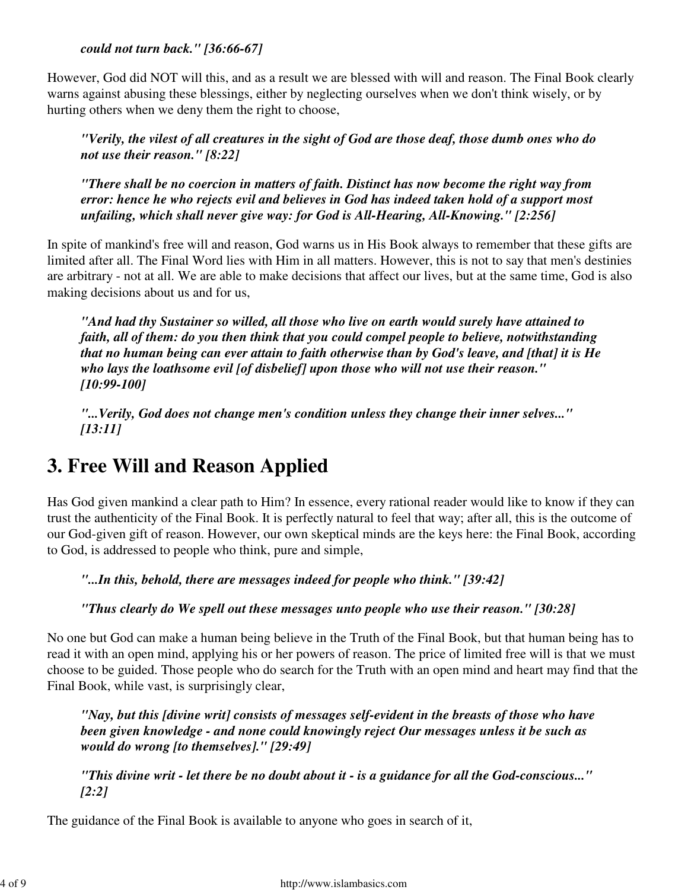***could not turn back." [36:66-67]***

However, God did NOT will this, and as a result we are blessed with will and reason. The Final Book clearly warns against abusing these blessings, either by neglecting ourselves when we don't think wisely, or by hurting others when we deny them the right to choose,

> ***"Verily, the vilest of all creatures in the sight of God are those deaf, those dumb ones who do not use their reason." [8:22]***

> ***"There shall be no coercion in matters of faith. Distinct has now become the right way from error: hence he who rejects evil and believes in God has indeed taken hold of a support most unfailing, which shall never give way: for God is All-Hearing, All-Knowing." [2:256]***

In spite of mankind's free will and reason, God warns us in His Book always to remember that these gifts are limited after all. The Final Word lies with Him in all matters. However, this is not to say that men's destinies are arbitrary - not at all. We are able to make decisions that affect our lives, but at the same time, God is also making decisions about us and for us,

> ***"And had thy Sustainer so willed, all those who live on earth would surely have attained to faith, all of them: do you then think that you could compel people to believe, notwithstanding that no human being can ever attain to faith otherwise than by God's leave, and [that] it is He who lays the loathsome evil [of disbelief] upon those who will not use their reason." [10:99-100]***

> ***"...Verily, God does not change men's condition unless they change their inner selves..." [13:11]***

## 3. Free Will and Reason Applied

Has God given mankind a clear path to Him? In essence, every rational reader would like to know if they can trust the authenticity of the Final Book. It is perfectly natural to feel that way; after all, this is the outcome of our God-given gift of reason. However, our own skeptical minds are the keys here: the Final Book, according to God, is addressed to people who think, pure and simple,

> ***"...In this, behold, there are messages indeed for people who think." [39:42]***

> ***"Thus clearly do We spell out these messages unto people who use their reason." [30:28]***

No one but God can make a human being believe in the Truth of the Final Book, but that human being has to read it with an open mind, applying his or her powers of reason. The price of limited free will is that we must choose to be guided. Those people who do search for the Truth with an open mind and heart may find that the Final Book, while vast, is surprisingly clear,

> ***"Nay, but this [divine writ] consists of messages self-evident in the breasts of those who have been given knowledge - and none could knowingly reject Our messages unless it be such as would do wrong [to themselves]." [29:49]***

> ***"This divine writ - let there be no doubt about it - is a guidance for all the God-conscious..." [2:2]***

The guidance of the Final Book is available to anyone who goes in search of it,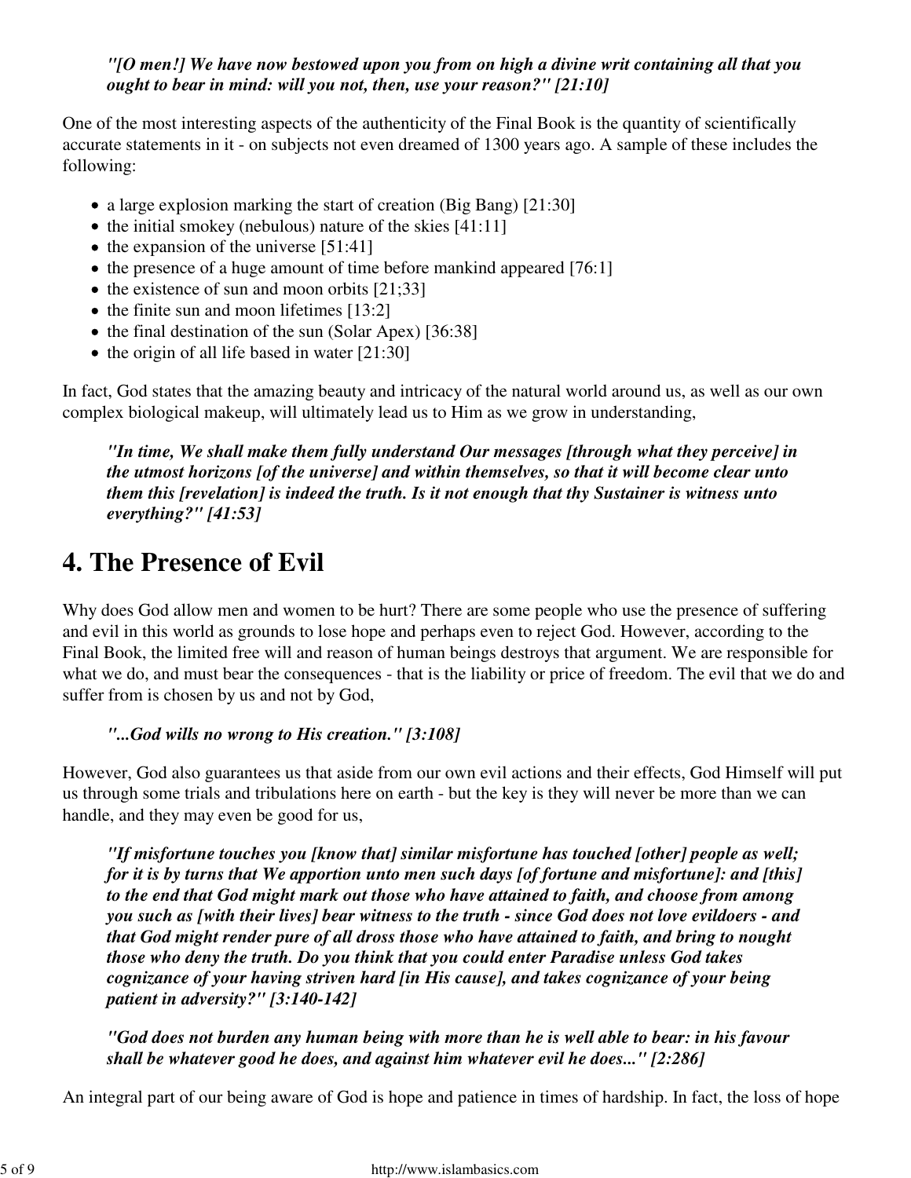> ***"[O men!] We have now bestowed upon you from on high a divine writ containing all that you ought to bear in mind: will you not, then, use your reason?" [21:10]***

One of the most interesting aspects of the authenticity of the Final Book is the quantity of scientifically accurate statements in it - on subjects not even dreamed of 1300 years ago. A sample of these includes the following:

- a large explosion marking the start of creation (Big Bang) [21:30]
- the initial smokey (nebulous) nature of the skies [41:11]
- the expansion of the universe [51:41]
- the presence of a huge amount of time before mankind appeared [76:1]
- the existence of sun and moon orbits [21;33]
- the finite sun and moon lifetimes [13:2]
- the final destination of the sun (Solar Apex) [36:38]
- the origin of all life based in water [21:30]

In fact, God states that the amazing beauty and intricacy of the natural world around us, as well as our own complex biological makeup, will ultimately lead us to Him as we grow in understanding,

> ***"In time, We shall make them fully understand Our messages [through what they perceive] in the utmost horizons [of the universe] and within themselves, so that it will become clear unto them this [revelation] is indeed the truth. Is it not enough that thy Sustainer is witness unto everything?" [41:53]***

# 4. The Presence of Evil

Why does God allow men and women to be hurt? There are some people who use the presence of suffering and evil in this world as grounds to lose hope and perhaps even to reject God. However, according to the Final Book, the limited free will and reason of human beings destroys that argument. We are responsible for what we do, and must bear the consequences - that is the liability or price of freedom. The evil that we do and suffer from is chosen by us and not by God,

> ***"...God wills no wrong to His creation." [3:108]***

However, God also guarantees us that aside from our own evil actions and their effects, God Himself will put us through some trials and tribulations here on earth - but the key is they will never be more than we can handle, and they may even be good for us,

> ***"If misfortune touches you [know that] similar misfortune has touched [other] people as well; for it is by turns that We apportion unto men such days [of fortune and misfortune]: and [this] to the end that God might mark out those who have attained to faith, and choose from among you such as [with their lives] bear witness to the truth - since God does not love evildoers - and that God might render pure of all dross those who have attained to faith, and bring to nought those who deny the truth. Do you think that you could enter Paradise unless God takes cognizance of your having striven hard [in His cause], and takes cognizance of your being patient in adversity?" [3:140-142]***

> ***"God does not burden any human being with more than he is well able to bear: in his favour shall be whatever good he does, and against him whatever evil he does..." [2:286]***

An integral part of our being aware of God is hope and patience in times of hardship. In fact, the loss of hope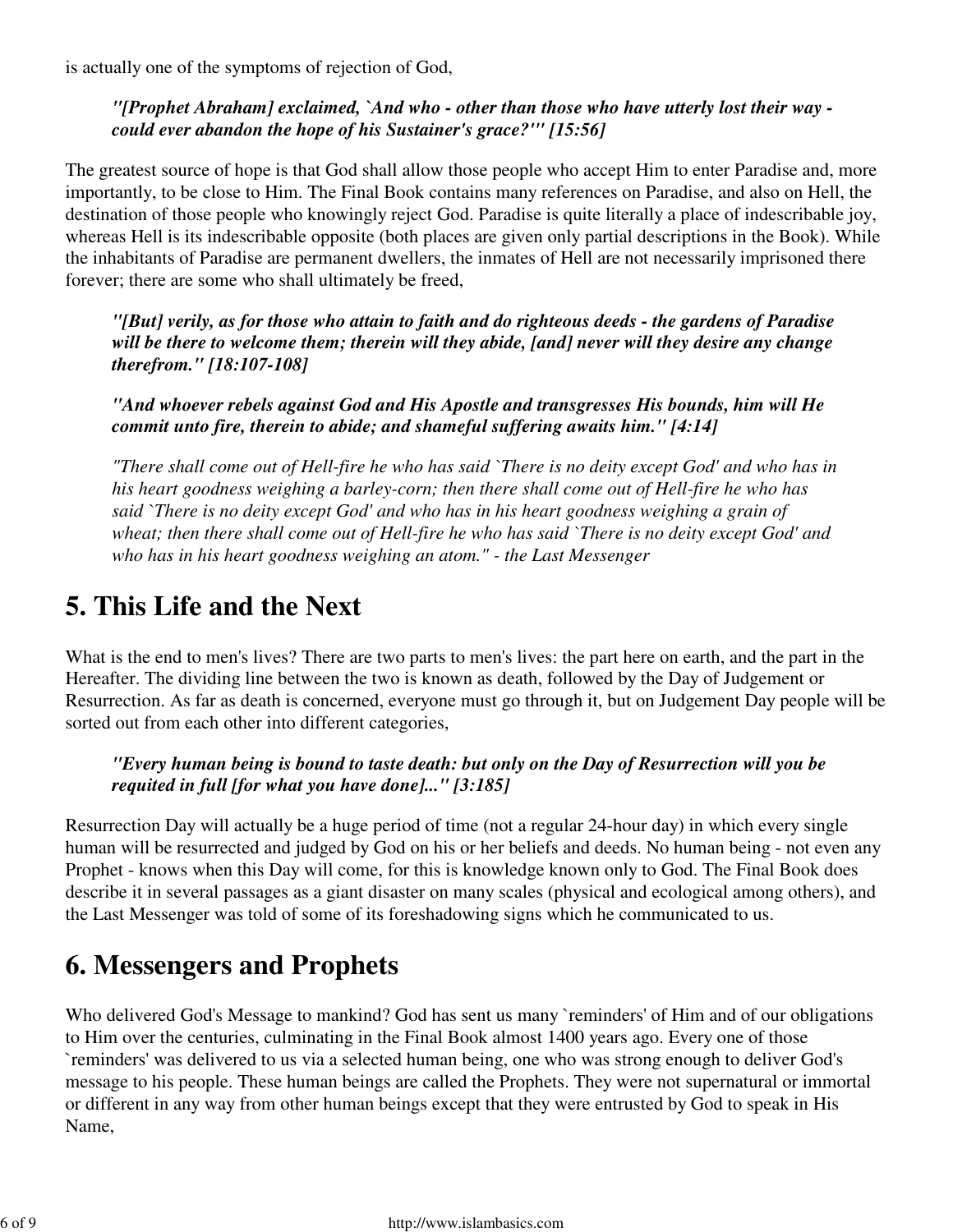is actually one of the symptoms of rejection of God,

> ***"[Prophet Abraham] exclaimed, `And who - other than those who have utterly lost their way - could ever abandon the hope of his Sustainer's grace?'" [15:56]***

The greatest source of hope is that God shall allow those people who accept Him to enter Paradise and, more importantly, to be close to Him. The Final Book contains many references on Paradise, and also on Hell, the destination of those people who knowingly reject God. Paradise is quite literally a place of indescribable joy, whereas Hell is its indescribable opposite (both places are given only partial descriptions in the Book). While the inhabitants of Paradise are permanent dwellers, the inmates of Hell are not necessarily imprisoned there forever; there are some who shall ultimately be freed,

> ***"[But] verily, as for those who attain to faith and do righteous deeds - the gardens of Paradise will be there to welcome them; therein will they abide, [and] never will they desire any change therefrom." [18:107-108]***

> ***"And whoever rebels against God and His Apostle and transgresses His bounds, him will He commit unto fire, therein to abide; and shameful suffering awaits him." [4:14]***

> *"There shall come out of Hell-fire he who has said `There is no deity except God' and who has in his heart goodness weighing a barley-corn; then there shall come out of Hell-fire he who has said `There is no deity except God' and who has in his heart goodness weighing a grain of wheat; then there shall come out of Hell-fire he who has said `There is no deity except God' and who has in his heart goodness weighing an atom." - the Last Messenger*

## 5. This Life and the Next

What is the end to men's lives? There are two parts to men's lives: the part here on earth, and the part in the Hereafter. The dividing line between the two is known as death, followed by the Day of Judgement or Resurrection. As far as death is concerned, everyone must go through it, but on Judgement Day people will be sorted out from each other into different categories,

> ***"Every human being is bound to taste death: but only on the Day of Resurrection will you be requited in full [for what you have done]..." [3:185]***

Resurrection Day will actually be a huge period of time (not a regular 24-hour day) in which every single human will be resurrected and judged by God on his or her beliefs and deeds. No human being - not even any Prophet - knows when this Day will come, for this is knowledge known only to God. The Final Book does describe it in several passages as a giant disaster on many scales (physical and ecological among others), and the Last Messenger was told of some of its foreshadowing signs which he communicated to us.

## 6. Messengers and Prophets

Who delivered God's Message to mankind? God has sent us many `reminders' of Him and of our obligations to Him over the centuries, culminating in the Final Book almost 1400 years ago. Every one of those `reminders' was delivered to us via a selected human being, one who was strong enough to deliver God's message to his people. These human beings are called the Prophets. They were not supernatural or immortal or different in any way from other human beings except that they were entrusted by God to speak in His Name,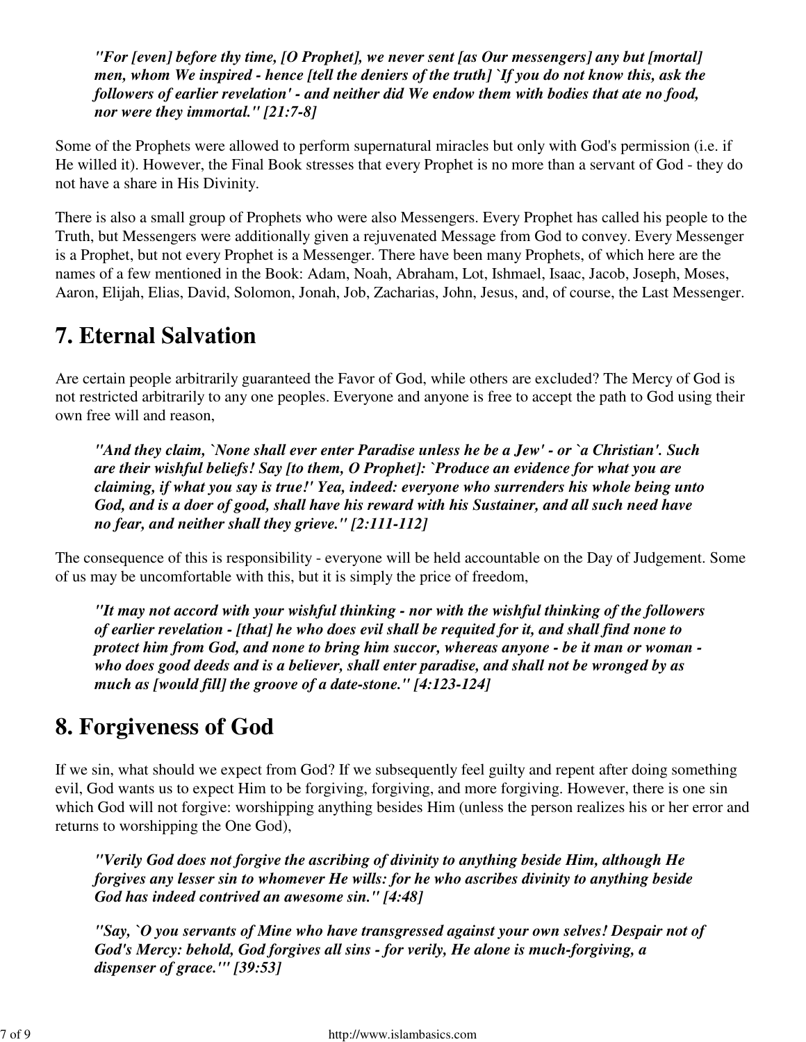> ***"For [even] before thy time, [O Prophet], we never sent [as Our messengers] any but [mortal] men, whom We inspired - hence [tell the deniers of the truth] `If you do not know this, ask the followers of earlier revelation' - and neither did We endow them with bodies that ate no food, nor were they immortal." [21:7-8]***

Some of the Prophets were allowed to perform supernatural miracles but only with God's permission (i.e. if He willed it). However, the Final Book stresses that every Prophet is no more than a servant of God - they do not have a share in His Divinity.

There is also a small group of Prophets who were also Messengers. Every Prophet has called his people to the Truth, but Messengers were additionally given a rejuvenated Message from God to convey. Every Messenger is a Prophet, but not every Prophet is a Messenger. There have been many Prophets, of which here are the names of a few mentioned in the Book: Adam, Noah, Abraham, Lot, Ishmael, Isaac, Jacob, Joseph, Moses, Aaron, Elijah, Elias, David, Solomon, Jonah, Job, Zacharias, John, Jesus, and, of course, the Last Messenger.

## 7. Eternal Salvation

Are certain people arbitrarily guaranteed the Favor of God, while others are excluded? The Mercy of God is not restricted arbitrarily to any one peoples. Everyone and anyone is free to accept the path to God using their own free will and reason,

> ***"And they claim, `None shall ever enter Paradise unless he be a Jew' - or `a Christian'. Such are their wishful beliefs! Say [to them, O Prophet]: `Produce an evidence for what you are claiming, if what you say is true!' Yea, indeed: everyone who surrenders his whole being unto God, and is a doer of good, shall have his reward with his Sustainer, and all such need have no fear, and neither shall they grieve." [2:111-112]***

The consequence of this is responsibility - everyone will be held accountable on the Day of Judgement. Some of us may be uncomfortable with this, but it is simply the price of freedom,

> ***"It may not accord with your wishful thinking - nor with the wishful thinking of the followers of earlier revelation - [that] he who does evil shall be requited for it, and shall find none to protect him from God, and none to bring him succor, whereas anyone - be it man or woman - who does good deeds and is a believer, shall enter paradise, and shall not be wronged by as much as [would fill] the groove of a date-stone." [4:123-124]***

## 8. Forgiveness of God

If we sin, what should we expect from God? If we subsequently feel guilty and repent after doing something evil, God wants us to expect Him to be forgiving, forgiving, and more forgiving. However, there is one sin which God will not forgive: worshipping anything besides Him (unless the person realizes his or her error and returns to worshipping the One God),

> ***"Verily God does not forgive the ascribing of divinity to anything beside Him, although He forgives any lesser sin to whomever He wills: for he who ascribes divinity to anything beside God has indeed contrived an awesome sin." [4:48]***

> ***"Say, `O you servants of Mine who have transgressed against your own selves! Despair not of God's Mercy: behold, God forgives all sins - for verily, He alone is much-forgiving, a dispenser of grace.'" [39:53]***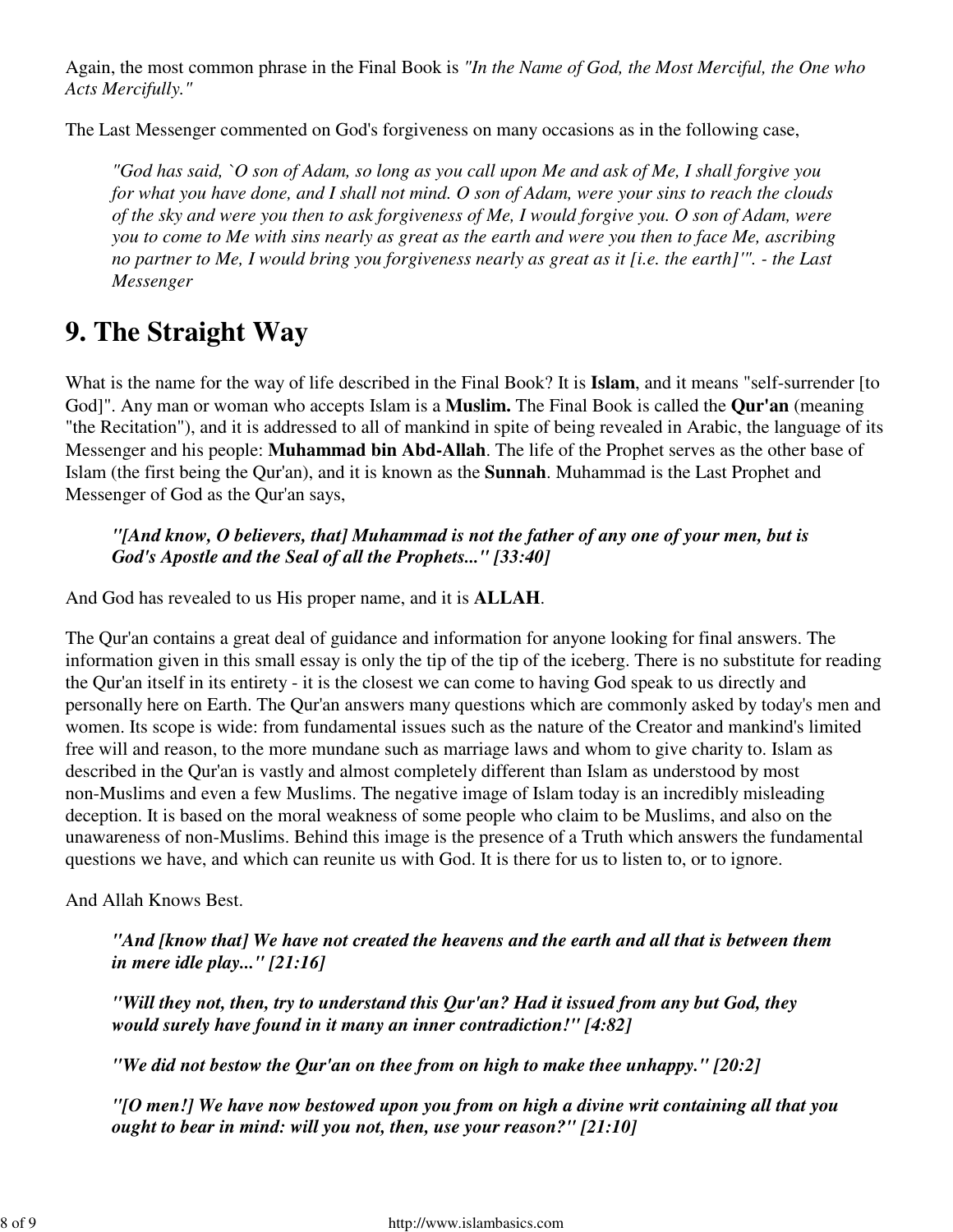Again, the most common phrase in the Final Book is *"In the Name of God, the Most Merciful, the One who Acts Mercifully."*

The Last Messenger commented on God's forgiveness on many occasions as in the following case,

> *"God has said, `O son of Adam, so long as you call upon Me and ask of Me, I shall forgive you for what you have done, and I shall not mind. O son of Adam, were your sins to reach the clouds of the sky and were you then to ask forgiveness of Me, I would forgive you. O son of Adam, were you to come to Me with sins nearly as great as the earth and were you then to face Me, ascribing no partner to Me, I would bring you forgiveness nearly as great as it [i.e. the earth]'". - the Last Messenger*

# 9. The Straight Way

What is the name for the way of life described in the Final Book? It is **Islam**, and it means "self-surrender [to God]". Any man or woman who accepts Islam is a **Muslim.** The Final Book is called the **Qur'an** (meaning "the Recitation"), and it is addressed to all of mankind in spite of being revealed in Arabic, the language of its Messenger and his people: **Muhammad bin Abd-Allah**. The life of the Prophet serves as the other base of Islam (the first being the Qur'an), and it is known as the **Sunnah**. Muhammad is the Last Prophet and Messenger of God as the Qur'an says,

> ***"[And know, O believers, that] Muhammad is not the father of any one of your men, but is God's Apostle and the Seal of all the Prophets..." [33:40]***

And God has revealed to us His proper name, and it is **ALLAH**.

The Qur'an contains a great deal of guidance and information for anyone looking for final answers. The information given in this small essay is only the tip of the tip of the iceberg. There is no substitute for reading the Qur'an itself in its entirety - it is the closest we can come to having God speak to us directly and personally here on Earth. The Qur'an answers many questions which are commonly asked by today's men and women. Its scope is wide: from fundamental issues such as the nature of the Creator and mankind's limited free will and reason, to the more mundane such as marriage laws and whom to give charity to. Islam as described in the Qur'an is vastly and almost completely different than Islam as understood by most non-Muslims and even a few Muslims. The negative image of Islam today is an incredibly misleading deception. It is based on the moral weakness of some people who claim to be Muslims, and also on the unawareness of non-Muslims. Behind this image is the presence of a Truth which answers the fundamental questions we have, and which can reunite us with God. It is there for us to listen to, or to ignore.

And Allah Knows Best.

> ***"And [know that] We have not created the heavens and the earth and all that is between them in mere idle play..." [21:16]***
>
> ***"Will they not, then, try to understand this Qur'an? Had it issued from any but God, they would surely have found in it many an inner contradiction!" [4:82]***
>
> ***"We did not bestow the Qur'an on thee from on high to make thee unhappy." [20:2]***
>
> ***"[O men!] We have now bestowed upon you from on high a divine writ containing all that you ought to bear in mind: will you not, then, use your reason?" [21:10]***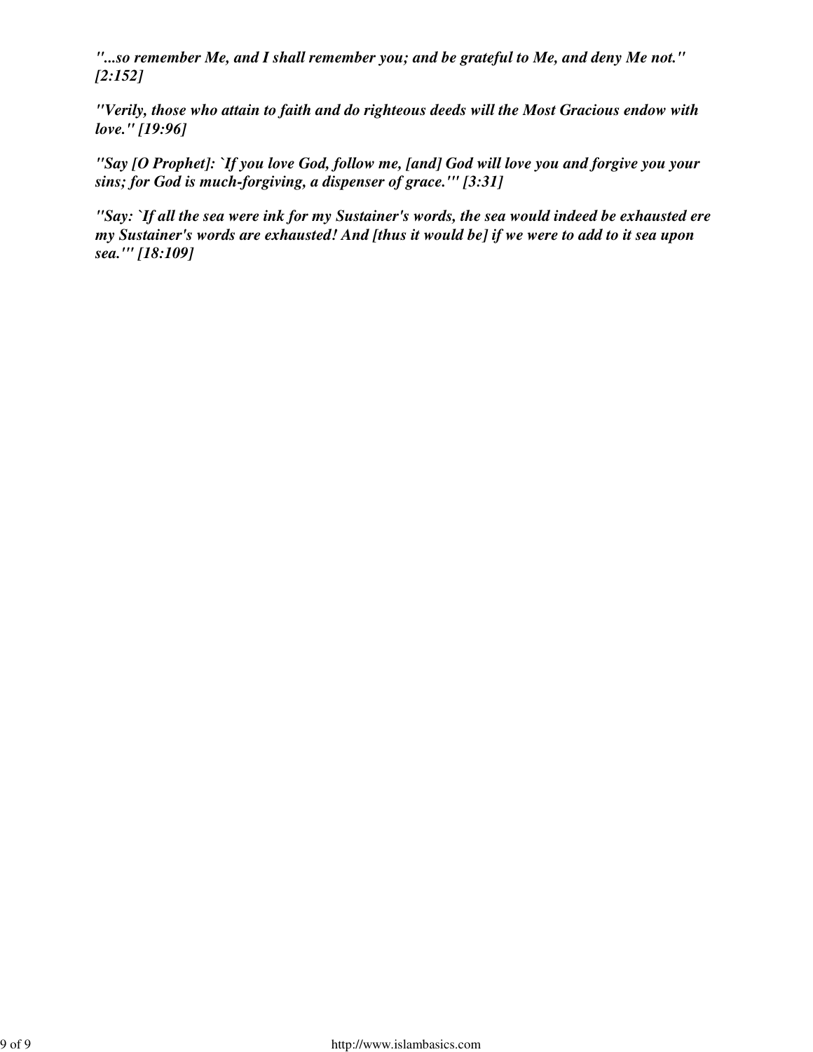***"...so remember Me, and I shall remember you; and be grateful to Me, and deny Me not." [2:152]***

***"Verily, those who attain to faith and do righteous deeds will the Most Gracious endow with love." [19:96]***

***"Say [O Prophet]: `If you love God, follow me, [and] God will love you and forgive you your sins; for God is much-forgiving, a dispenser of grace.'" [3:31]***

***"Say: `If all the sea were ink for my Sustainer's words, the sea would indeed be exhausted ere my Sustainer's words are exhausted! And [thus it would be] if we were to add to it sea upon sea.'" [18:109]***